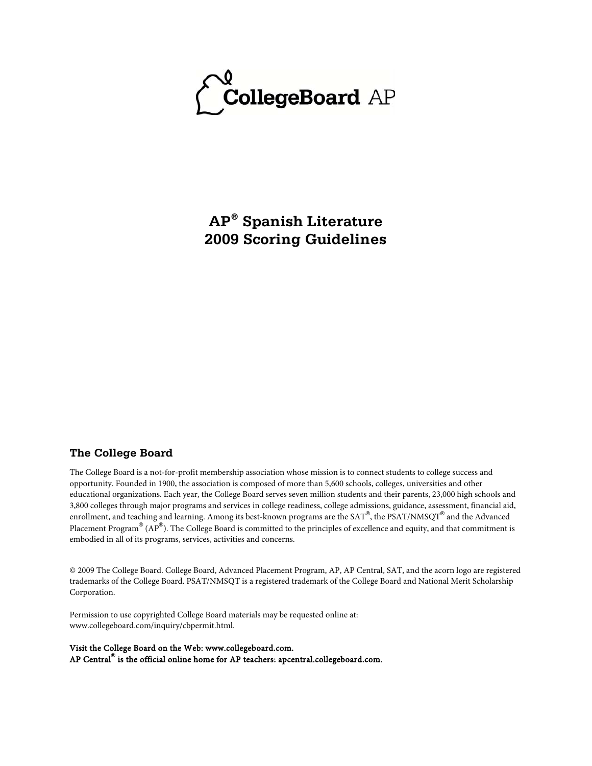# AP® Spanish Literature 2009 Scoring Guidelines

## The College Board

The College Board is a not-for-profit membership association whose mission is to connect students to college success and opportunity. Founded in 1900, the association is composed of more than 5,600 schools, colleges, universities and other educational organizations. Each year, the College Board serves seven million students and their parents, 23,000 high schools and 3,800 colleges through major programs and services in college readiness, college admissions, guidance, assessment, financial aid, enrollment, and teaching and learning. Among its best-known programs are the SAT®, the PSAT/NMSQT® and the Advanced Placement Program® (AP®). The College Board is committed to the principles of excellence and equity, and that commitment is embodied in all of its programs, services, activities and concerns.

© 2009 The College Board. College Board, Advanced Placement Program, AP, AP Central, SAT, and the acorn logo are registered trademarks of the College Board. PSAT/NMSQT is a registered trademark of the College Board and National Merit Scholarship Corporation.

Permission to use copyrighted College Board materials may be requested online at: www.collegeboard.com/inquiry/cbpermit.html.

**Visit the College Board on the Web: www.collegeboard.com.**
**AP Central® is the official online home for AP teachers: apcentral.collegeboard.com.**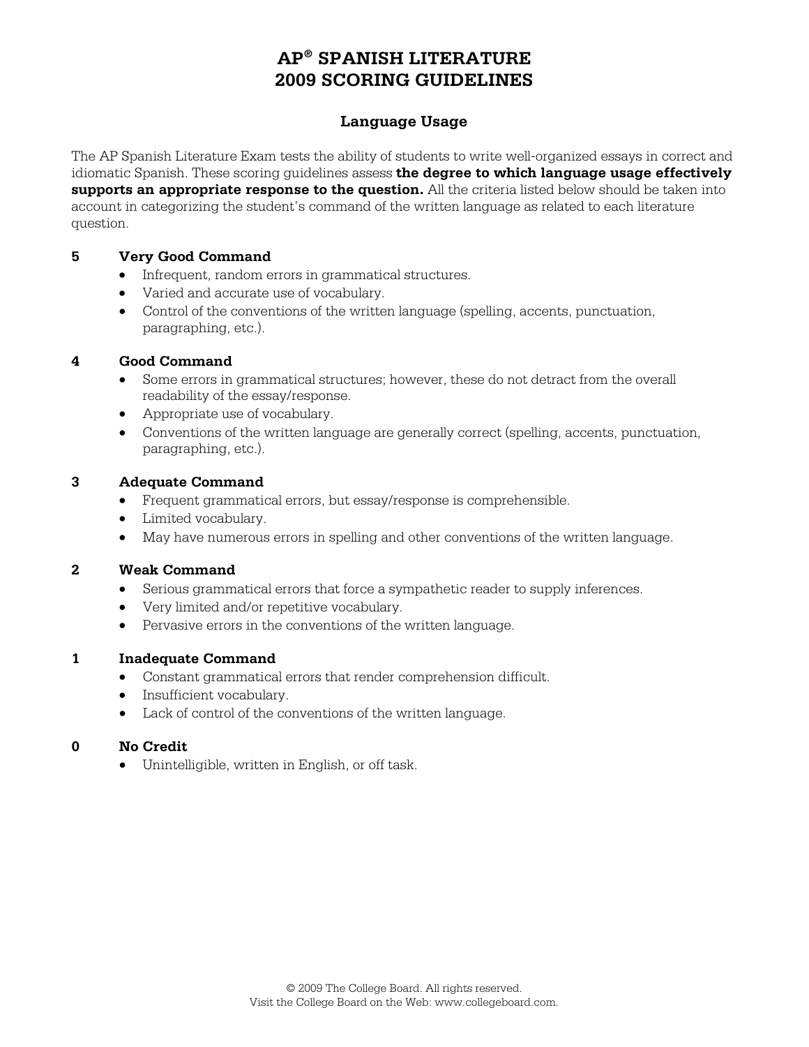# AP® SPANISH LITERATURE
# 2009 SCORING GUIDELINES

## Language Usage

The AP Spanish Literature Exam tests the ability of students to write well-organized essays in correct and idiomatic Spanish. These scoring guidelines assess **the degree to which language usage effectively supports an appropriate response to the question.** All the criteria listed below should be taken into account in categorizing the student's command of the written language as related to each literature question.

**5 Very Good Command**

- Infrequent, random errors in grammatical structures.
- Varied and accurate use of vocabulary.
- Control of the conventions of the written language (spelling, accents, punctuation, paragraphing, etc.).

**4 Good Command**

- Some errors in grammatical structures; however, these do not detract from the overall readability of the essay/response.
- Appropriate use of vocabulary.
- Conventions of the written language are generally correct (spelling, accents, punctuation, paragraphing, etc.).

**3 Adequate Command**

- Frequent grammatical errors, but essay/response is comprehensible.
- Limited vocabulary.
- May have numerous errors in spelling and other conventions of the written language.

**2 Weak Command**

- Serious grammatical errors that force a sympathetic reader to supply inferences.
- Very limited and/or repetitive vocabulary.
- Pervasive errors in the conventions of the written language.

**1 Inadequate Command**

- Constant grammatical errors that render comprehension difficult.
- Insufficient vocabulary.
- Lack of control of the conventions of the written language.

**0 No Credit**

- Unintelligible, written in English, or off task.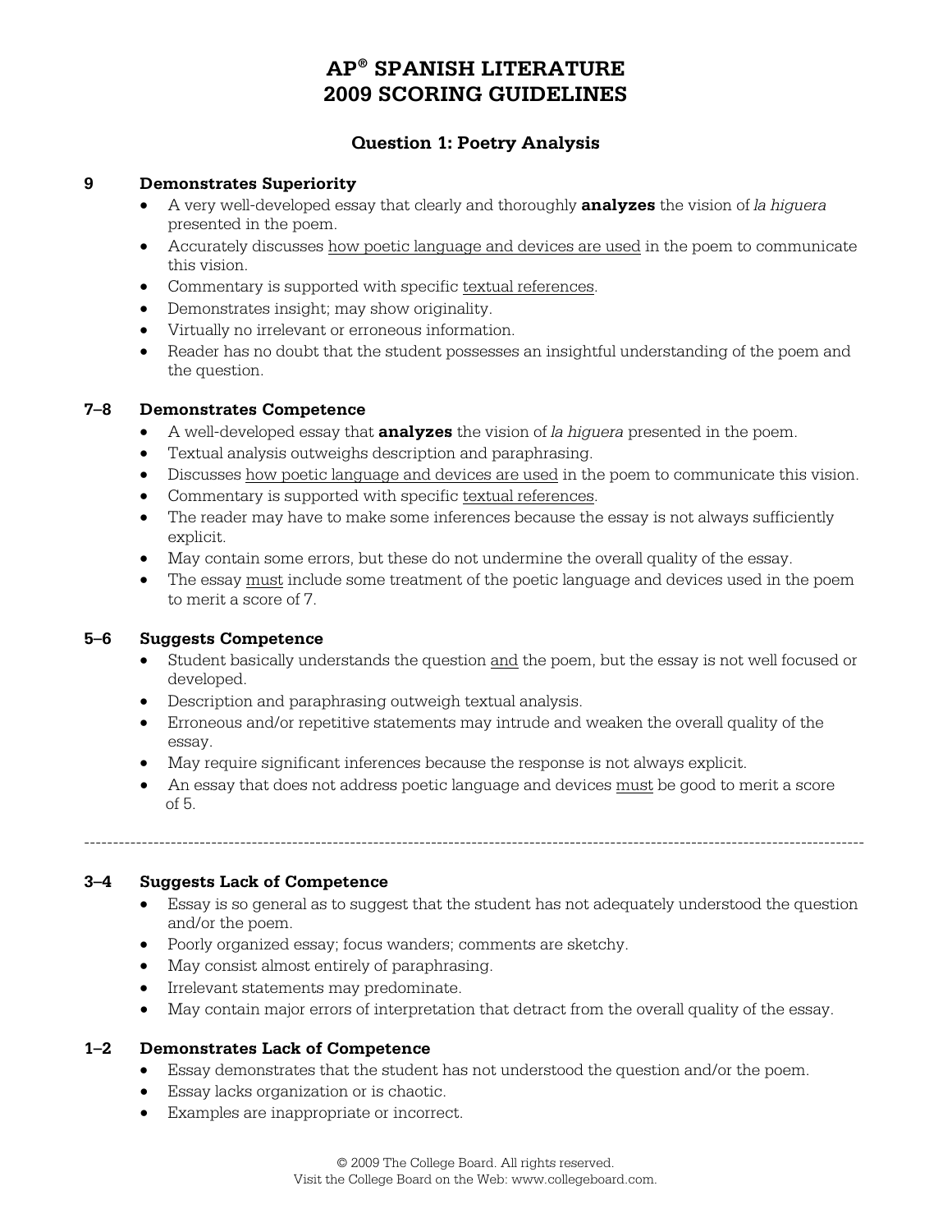# AP® SPANISH LITERATURE
# 2009 SCORING GUIDELINES

## Question 1: Poetry Analysis

### 9 Demonstrates Superiority

- A very well-developed essay that clearly and thoroughly **analyzes** the vision of *la higuera* presented in the poem.
- Accurately discusses <u>how poetic language and devices are used</u> in the poem to communicate this vision.
- Commentary is supported with specific <u>textual references</u>.
- Demonstrates insight; may show originality.
- Virtually no irrelevant or erroneous information.
- Reader has no doubt that the student possesses an insightful understanding of the poem and the question.

### 7–8 Demonstrates Competence

- A well-developed essay that **analyzes** the vision of *la higuera* presented in the poem.
- Textual analysis outweighs description and paraphrasing.
- Discusses <u>how poetic language and devices are used</u> in the poem to communicate this vision.
- Commentary is supported with specific <u>textual references</u>.
- The reader may have to make some inferences because the essay is not always sufficiently explicit.
- May contain some errors, but these do not undermine the overall quality of the essay.
- The essay <u>must</u> include some treatment of the poetic language and devices used in the poem to merit a score of 7.

### 5–6 Suggests Competence

- Student basically understands the question <u>and</u> the poem, but the essay is not well focused or developed.
- Description and paraphrasing outweigh textual analysis.
- Erroneous and/or repetitive statements may intrude and weaken the overall quality of the essay.
- May require significant inferences because the response is not always explicit.
- An essay that does not address poetic language and devices <u>must</u> be good to merit a score of 5.

---

### 3–4 Suggests Lack of Competence

- Essay is so general as to suggest that the student has not adequately understood the question and/or the poem.
- Poorly organized essay; focus wanders; comments are sketchy.
- May consist almost entirely of paraphrasing.
- Irrelevant statements may predominate.
- May contain major errors of interpretation that detract from the overall quality of the essay.

### 1–2 Demonstrates Lack of Competence

- Essay demonstrates that the student has not understood the question and/or the poem.
- Essay lacks organization or is chaotic.
- Examples are inappropriate or incorrect.

© 2009 The College Board. All rights reserved.
Visit the College Board on the Web: www.collegeboard.com.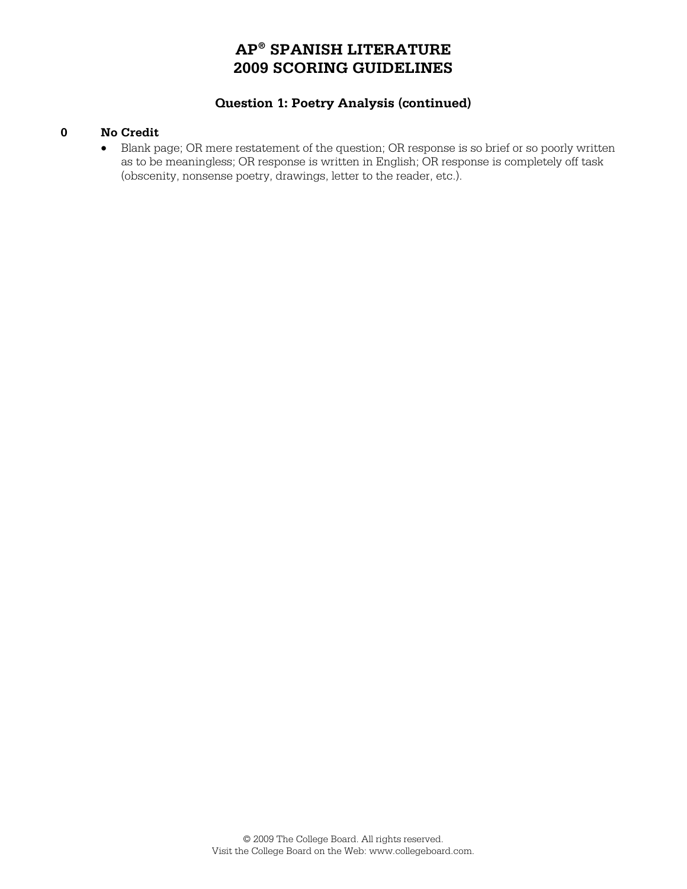# AP® SPANISH LITERATURE
# 2009 SCORING GUIDELINES

### Question 1: Poetry Analysis (continued)

**0 No Credit**

- Blank page; OR mere restatement of the question; OR response is so brief or so poorly written as to be meaningless; OR response is written in English; OR response is completely off task (obscenity, nonsense poetry, drawings, letter to the reader, etc.).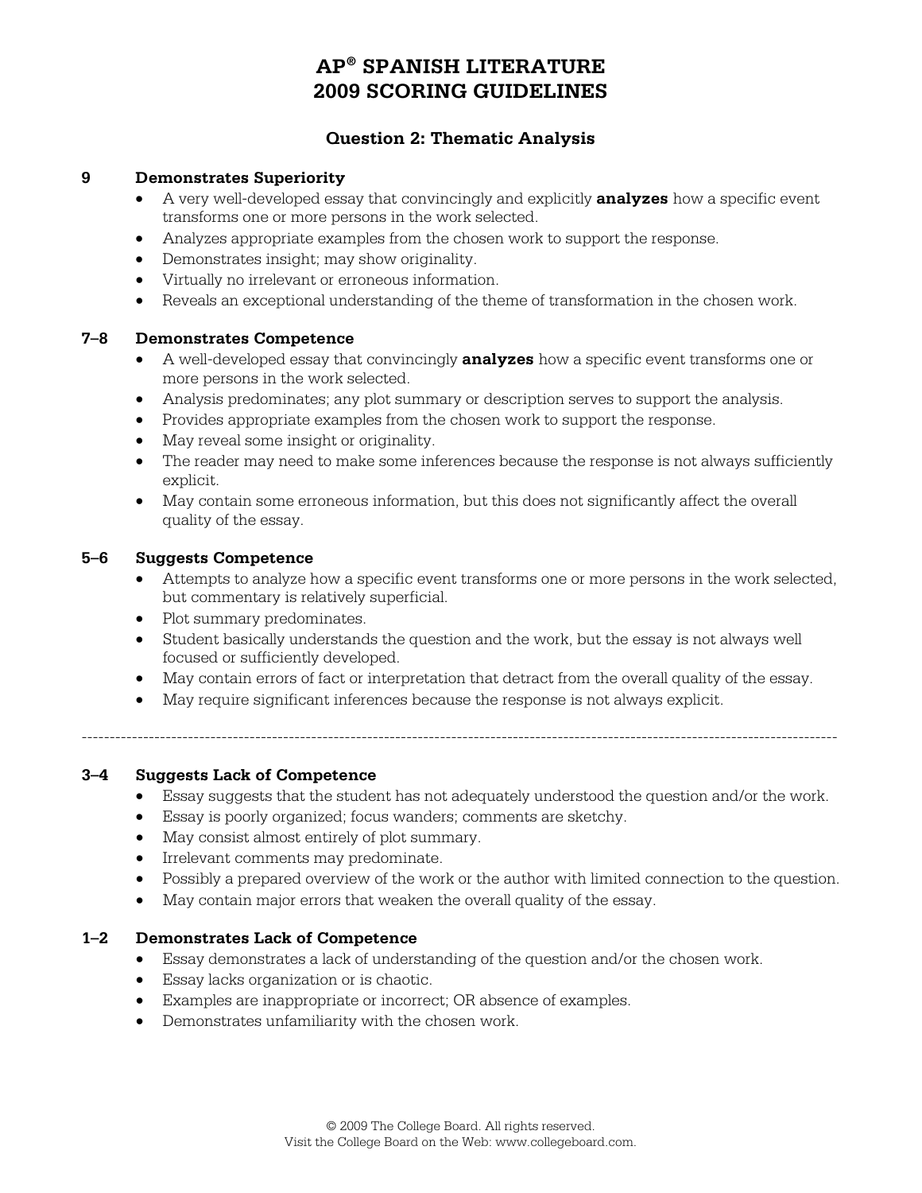# AP® SPANISH LITERATURE
# 2009 SCORING GUIDELINES

## Question 2: Thematic Analysis

### 9 Demonstrates Superiority

- A very well-developed essay that convincingly and explicitly **analyzes** how a specific event transforms one or more persons in the work selected.
- Analyzes appropriate examples from the chosen work to support the response.
- Demonstrates insight; may show originality.
- Virtually no irrelevant or erroneous information.
- Reveals an exceptional understanding of the theme of transformation in the chosen work.

### 7–8 Demonstrates Competence

- A well-developed essay that convincingly **analyzes** how a specific event transforms one or more persons in the work selected.
- Analysis predominates; any plot summary or description serves to support the analysis.
- Provides appropriate examples from the chosen work to support the response.
- May reveal some insight or originality.
- The reader may need to make some inferences because the response is not always sufficiently explicit.
- May contain some erroneous information, but this does not significantly affect the overall quality of the essay.

### 5–6 Suggests Competence

- Attempts to analyze how a specific event transforms one or more persons in the work selected, but commentary is relatively superficial.
- Plot summary predominates.
- Student basically understands the question and the work, but the essay is not always well focused or sufficiently developed.
- May contain errors of fact or interpretation that detract from the overall quality of the essay.
- May require significant inferences because the response is not always explicit.

---

### 3–4 Suggests Lack of Competence

- Essay suggests that the student has not adequately understood the question and/or the work.
- Essay is poorly organized; focus wanders; comments are sketchy.
- May consist almost entirely of plot summary.
- Irrelevant comments may predominate.
- Possibly a prepared overview of the work or the author with limited connection to the question.
- May contain major errors that weaken the overall quality of the essay.

### 1–2 Demonstrates Lack of Competence

- Essay demonstrates a lack of understanding of the question and/or the chosen work.
- Essay lacks organization or is chaotic.
- Examples are inappropriate or incorrect; OR absence of examples.
- Demonstrates unfamiliarity with the chosen work.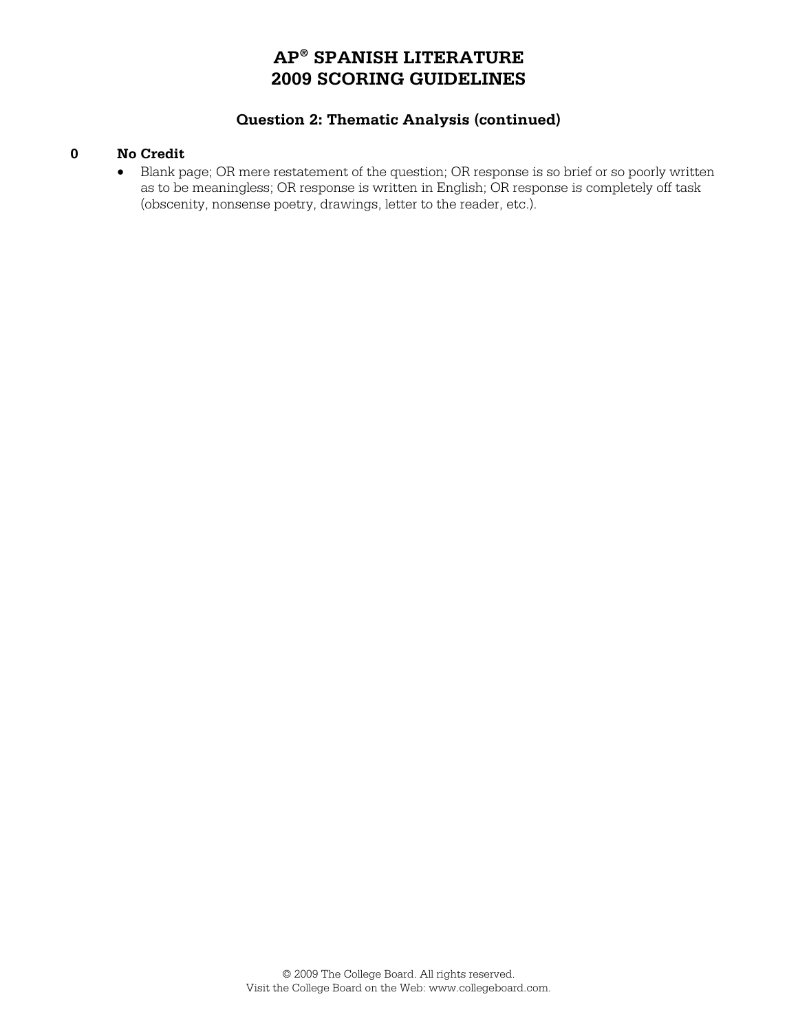# AP® SPANISH LITERATURE
# 2009 SCORING GUIDELINES

### Question 2: Thematic Analysis (continued)

**0 No Credit**

- Blank page; OR mere restatement of the question; OR response is so brief or so poorly written as to be meaningless; OR response is written in English; OR response is completely off task (obscenity, nonsense poetry, drawings, letter to the reader, etc.).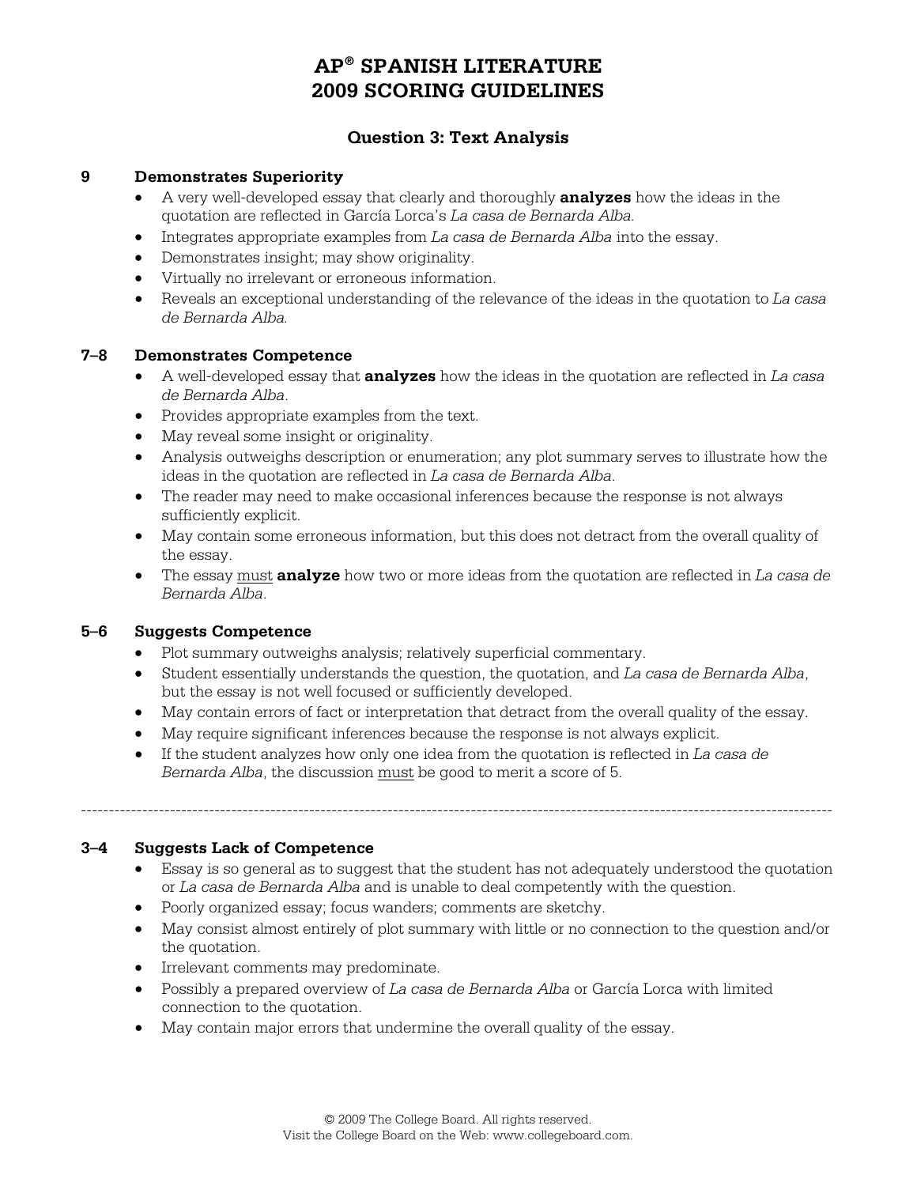# AP® SPANISH LITERATURE
# 2009 SCORING GUIDELINES

## Question 3: Text Analysis

### 9 Demonstrates Superiority

- A very well-developed essay that clearly and thoroughly **analyzes** how the ideas in the quotation are reflected in García Lorca's *La casa de Bernarda Alba.*
- Integrates appropriate examples from *La casa de Bernarda Alba* into the essay.
- Demonstrates insight; may show originality.
- Virtually no irrelevant or erroneous information.
- Reveals an exceptional understanding of the relevance of the ideas in the quotation to *La casa de Bernarda Alba.*

### 7–8 Demonstrates Competence

- A well-developed essay that **analyzes** how the ideas in the quotation are reflected in *La casa de Bernarda Alba*.
- Provides appropriate examples from the text.
- May reveal some insight or originality.
- Analysis outweighs description or enumeration; any plot summary serves to illustrate how the ideas in the quotation are reflected in *La casa de Bernarda Alba*.
- The reader may need to make occasional inferences because the response is not always sufficiently explicit.
- May contain some erroneous information, but this does not detract from the overall quality of the essay.
- The essay <u>must</u> **analyze** how two or more ideas from the quotation are reflected in *La casa de Bernarda Alba*.

### 5–6 Suggests Competence

- Plot summary outweighs analysis; relatively superficial commentary.
- Student essentially understands the question, the quotation, and *La casa de Bernarda Alba*, but the essay is not well focused or sufficiently developed.
- May contain errors of fact or interpretation that detract from the overall quality of the essay.
- May require significant inferences because the response is not always explicit.
- If the student analyzes how only one idea from the quotation is reflected in *La casa de Bernarda Alba*, the discussion <u>must</u> be good to merit a score of 5.

---

### 3–4 Suggests Lack of Competence

- Essay is so general as to suggest that the student has not adequately understood the quotation or *La casa de Bernarda Alba* and is unable to deal competently with the question.
- Poorly organized essay; focus wanders; comments are sketchy.
- May consist almost entirely of plot summary with little or no connection to the question and/or the quotation.
- Irrelevant comments may predominate.
- Possibly a prepared overview of *La casa de Bernarda Alba* or García Lorca with limited connection to the quotation.
- May contain major errors that undermine the overall quality of the essay.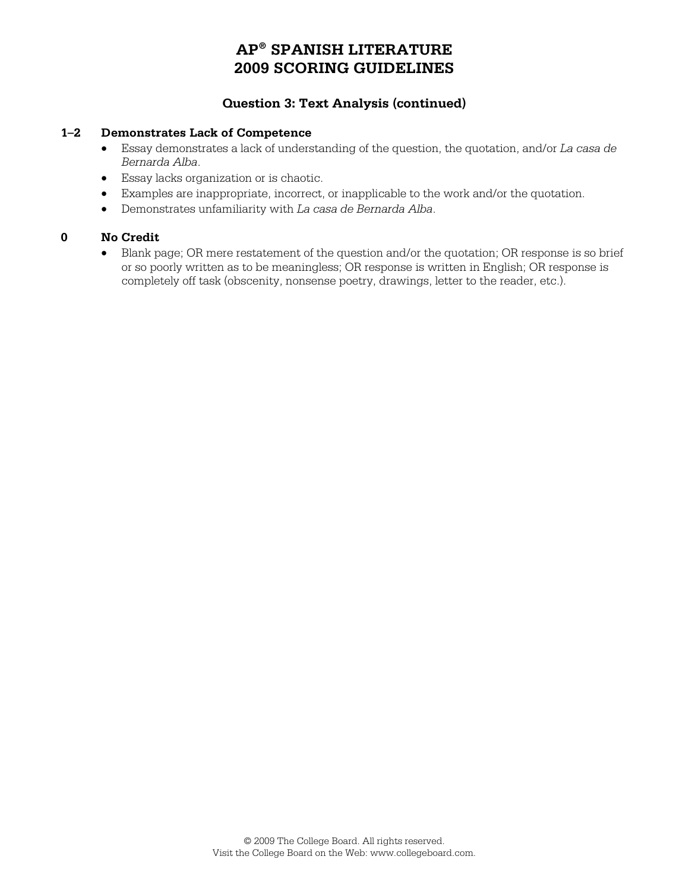# AP® SPANISH LITERATURE
# 2009 SCORING GUIDELINES

## Question 3: Text Analysis (continued)

**1–2 Demonstrates Lack of Competence**

- Essay demonstrates a lack of understanding of the question, the quotation, and/or *La casa de Bernarda Alba*.
- Essay lacks organization or is chaotic.
- Examples are inappropriate, incorrect, or inapplicable to the work and/or the quotation.
- Demonstrates unfamiliarity with *La casa de Bernarda Alba*.

**0 No Credit**

- Blank page; OR mere restatement of the question and/or the quotation; OR response is so brief or so poorly written as to be meaningless; OR response is written in English; OR response is completely off task (obscenity, nonsense poetry, drawings, letter to the reader, etc.).

© 2009 The College Board. All rights reserved.
Visit the College Board on the Web: www.collegeboard.com.